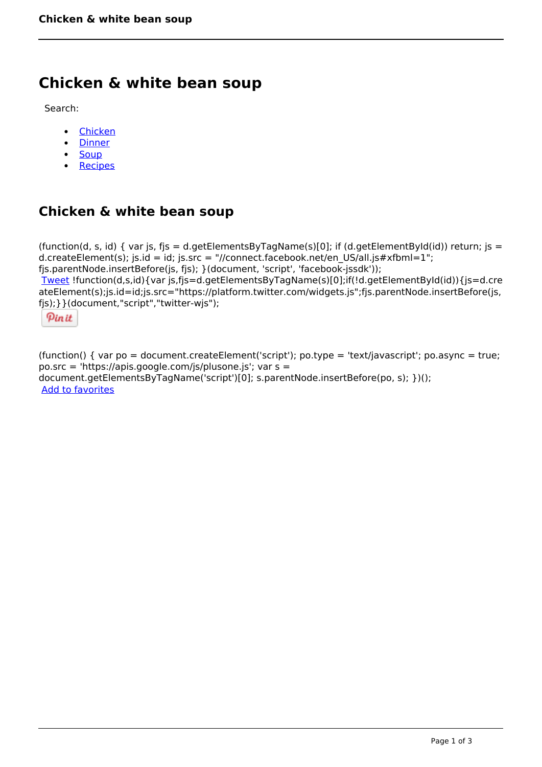# Chicken & white bean soup

Search:

- Chicken
- Dinner
- Soup
- Recipes

## Chicken & white bean soup

(function(d, s, id) { var js, fjs = d.getElementsByTagName(s)[0]; if (d.getElementById(id)) return; js = d.createElement(s); js.id = id; js.src = "//connect.facebook.net/en_US/all.js#xfbml=1"; fjs.parentNode.insertBefore(js, fjs); }(document, 'script', 'facebook-jssdk'));
Tweet !function(d,s,id){var js,fjs=d.getElementsByTagName(s)[0];if(!d.getElementById(id)){js=d.createElement(s);js.id=id;js.src="https://platform.twitter.com/widgets.js";fjs.parentNode.insertBefore(js,fjs);}}(document,"script","twitter-wjs");

Pin it

(function() { var po = document.createElement('script'); po.type = 'text/javascript'; po.async = true; po.src = 'https://apis.google.com/js/plusone.js'; var s = document.getElementsByTagName('script')[0]; s.parentNode.insertBefore(po, s); })();
Add to favorites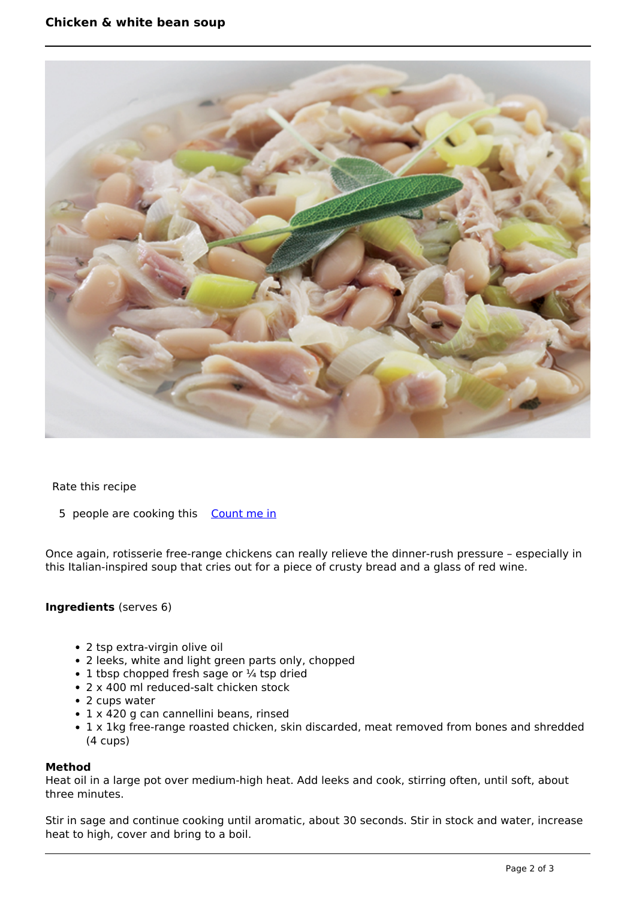# Chicken & white bean soup

Rate this recipe

5 people are cooking this [Count me in]

Once again, rotisserie free-range chickens can really relieve the dinner-rush pressure – especially in this Italian-inspired soup that cries out for a piece of crusty bread and a glass of red wine.

**Ingredients** (serves 6)

- 2 tsp extra-virgin olive oil
- 2 leeks, white and light green parts only, chopped
- 1 tbsp chopped fresh sage or ¼ tsp dried
- 2 x 400 ml reduced-salt chicken stock
- 2 cups water
- 1 x 420 g can cannellini beans, rinsed
- 1 x 1kg free-range roasted chicken, skin discarded, meat removed from bones and shredded (4 cups)

**Method**

Heat oil in a large pot over medium-high heat. Add leeks and cook, stirring often, until soft, about three minutes.

Stir in sage and continue cooking until aromatic, about 30 seconds. Stir in stock and water, increase heat to high, cover and bring to a boil.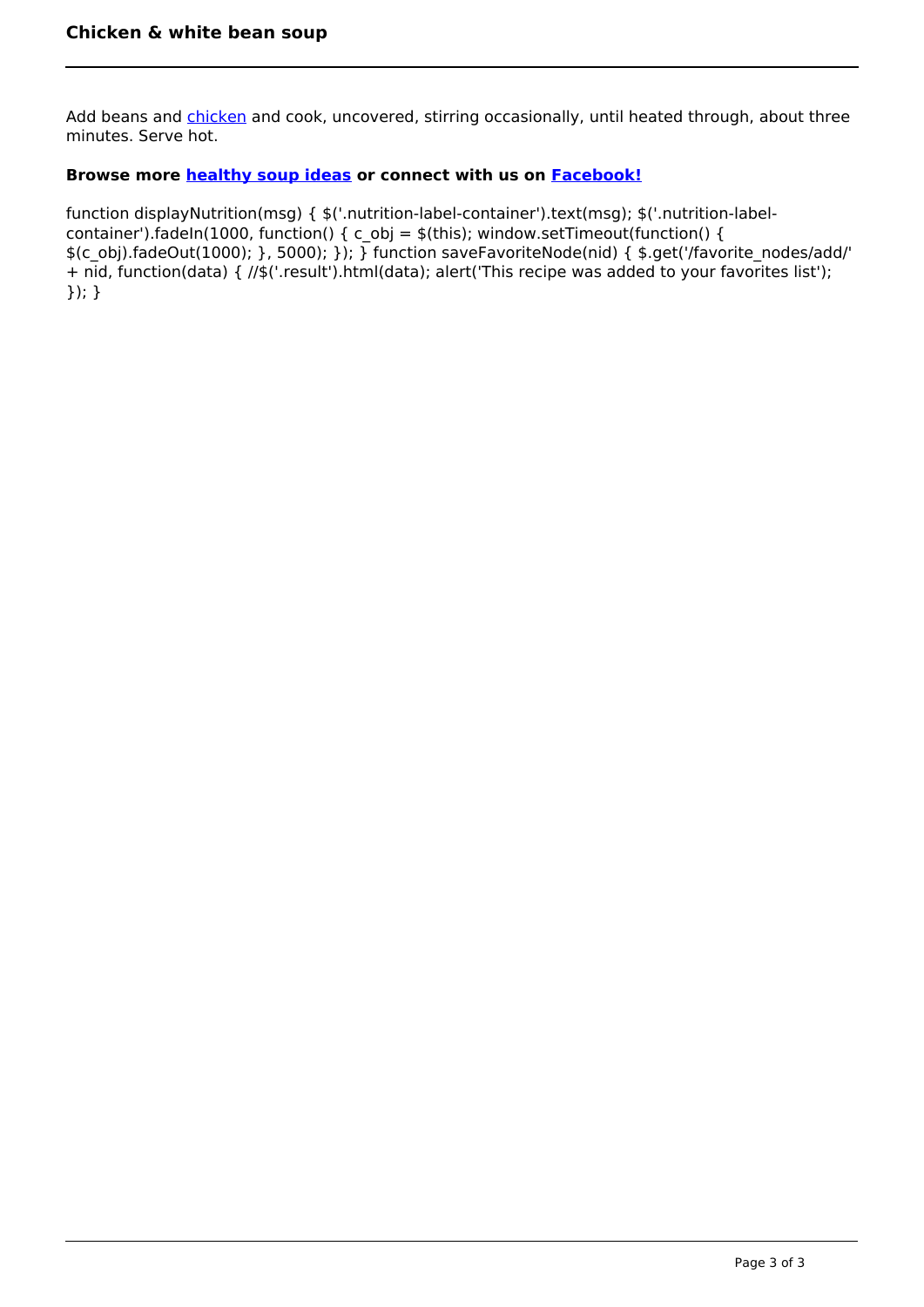Add beans and chicken and cook, uncovered, stirring occasionally, until heated through, about three minutes. Serve hot.

**Browse more healthy soup ideas or connect with us on Facebook!**

```
function displayNutrition(msg) { $('.nutrition-label-container').text(msg); $('.nutrition-label-container').fadeIn(1000, function() { c_obj = $(this); window.setTimeout(function() { $(c_obj).fadeOut(1000); }, 5000); }); } function saveFavoriteNode(nid) { $.get('/favorite_nodes/add/' + nid, function(data) { //$('.result').html(data); alert('This recipe was added to your favorites list'); }); }
```